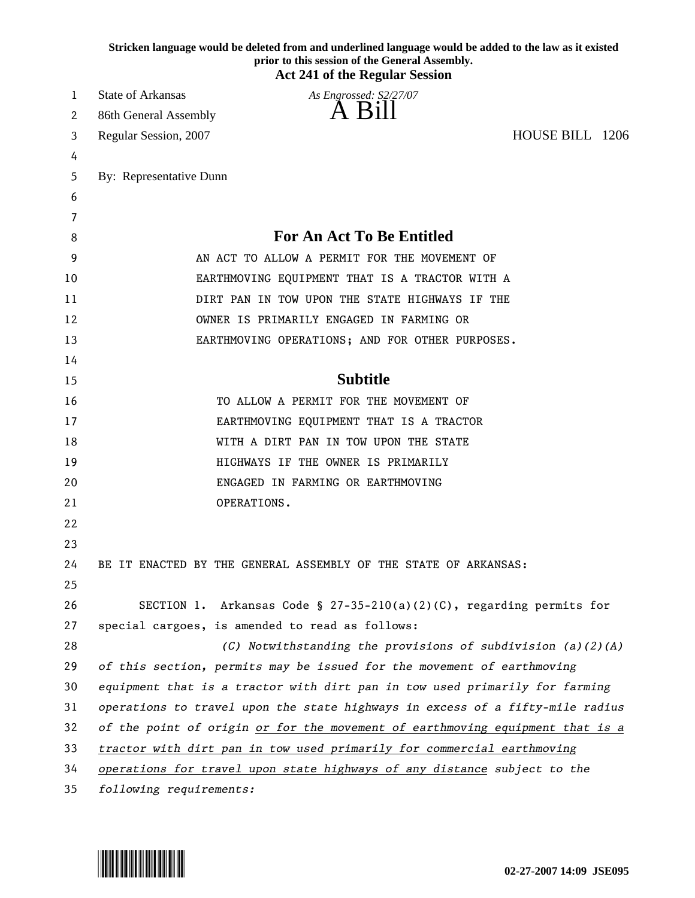**Stricken language would be deleted from and underlined language would be added to the law as it existed prior to this session of the General Assembly.**

**Act 241 of the Regular Session**

State of Arkansas *As Engrossed: S2/27/07*

86th General Assembly

# A Bill

Regular Session, 2007 HOUSE BILL 1206

By: Representative Dunn

## For An Act To Be Entitled

AN ACT TO ALLOW A PERMIT FOR THE MOVEMENT OF EARTHMOVING EQUIPMENT THAT IS A TRACTOR WITH A DIRT PAN IN TOW UPON THE STATE HIGHWAYS IF THE OWNER IS PRIMARILY ENGAGED IN FARMING OR EARTHMOVING OPERATIONS; AND FOR OTHER PURPOSES.

## Subtitle

TO ALLOW A PERMIT FOR THE MOVEMENT OF EARTHMOVING EQUIPMENT THAT IS A TRACTOR WITH A DIRT PAN IN TOW UPON THE STATE HIGHWAYS IF THE OWNER IS PRIMARILY ENGAGED IN FARMING OR EARTHMOVING OPERATIONS.

BE IT ENACTED BY THE GENERAL ASSEMBLY OF THE STATE OF ARKANSAS:

SECTION 1. Arkansas Code § 27-35-210(a)(2)(C), regarding permits for special cargoes, is amended to read as follows:

*(C) Notwithstanding the provisions of subdivision (a)(2)(A) of this section, permits may be issued for the movement of earthmoving equipment that is a tractor with dirt pan in tow used primarily for farming operations to travel upon the state highways in excess of a fifty-mile radius of the point of origin <u>or for the movement of earthmoving equipment that is a tractor with dirt pan in tow used primarily for commercial earthmoving operations for travel upon state highways of any distance</u> subject to the following requirements:*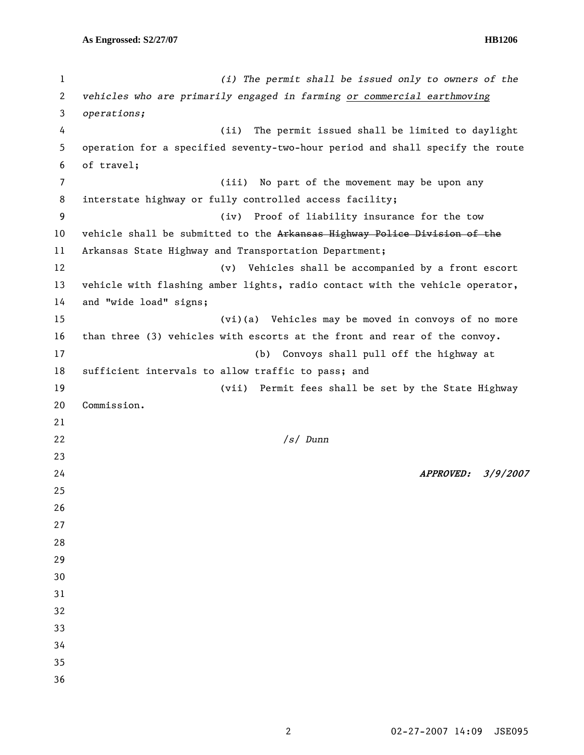*(i) The permit shall be issued only to owners of the vehicles who are primarily engaged in farming <u>or commercial earthmoving</u> operations;*

(ii) The permit issued shall be limited to daylight operation for a specified seventy-two-hour period and shall specify the route of travel;

(iii) No part of the movement may be upon any interstate highway or fully controlled access facility;

(iv) Proof of liability insurance for the tow vehicle shall be submitted to the ~~Arkansas Highway Police Division of the~~ Arkansas State Highway and Transportation Department;

(v) Vehicles shall be accompanied by a front escort vehicle with flashing amber lights, radio contact with the vehicle operator, and "wide load" signs;

(vi)(a) Vehicles may be moved in convoys of no more than three (3) vehicles with escorts at the front and rear of the convoy.

(b) Convoys shall pull off the highway at sufficient intervals to allow traffic to pass; and

(vii) Permit fees shall be set by the State Highway Commission.

*/s/ Dunn*

***APPROVED: 3/9/2007***